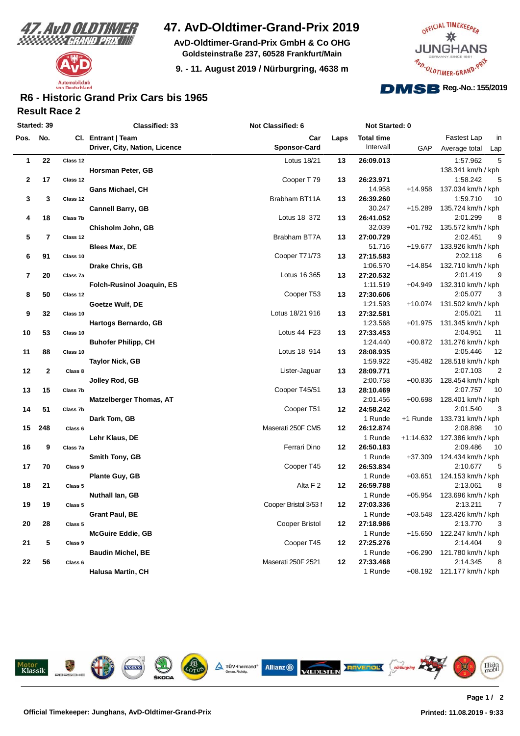# 47. AvD-Oldtimer-Grand-Prix 2019

**AvD-Oldtimer-Grand-Prix GmbH & Co OHG**
**Goldsteinstraße 237, 60528 Frankfurt/Main**

**9. - 11. August 2019 / Nürburgring, 4638 m**

Reg.-No.: 155/2019

## R6 - Historic Grand Prix Cars bis 1965

### Result Race 2

Started: 39 | Classified: 33 | Not Classified: 6 | Not Started: 0

| Pos. | No. | Cl. | Entrant \| Team / Driver, City, Nation, Licence | Car / Sponsor-Card | Laps | Total time / Interval | GAP | Fastest Lap / Average total | in Lap |
|---|---|---|---|---|---|---|---|---|---|
| 1 | 22 | Class 12 | Horsman Peter, GB | Lotus 18/21 | 13 | 26:09.013 | | 1:57.962 / 138.341 km/h / kph | 5 |
| 2 | 17 | Class 12 | Gans Michael, CH | Cooper T 79 | 13 | 26:23.971 / 14.958 | +14.958 | 1:58.242 / 137.034 km/h / kph | 5 |
| 3 | 3 | Class 12 | Cannell Barry, GB | Brabham BT11A | 13 | 26:39.260 / 30.247 | +15.289 | 1:59.710 / 135.724 km/h / kph | 10 |
| 4 | 18 | Class 7b | Chisholm John, GB | Lotus 18 372 | 13 | 26:41.052 / 32.039 | +01.792 | 2:01.299 / 135.572 km/h / kph | 8 |
| 5 | 7 | Class 12 | Blees Max, DE | Brabham BT7A | 13 | 27:00.729 / 51.716 | +19.677 | 2:02.451 / 133.926 km/h / kph | 9 |
| 6 | 91 | Class 10 | Drake Chris, GB | Cooper T71/73 | 13 | 27:15.583 / 1:06.570 | +14.854 | 2:02.118 / 132.710 km/h / kph | 6 |
| 7 | 20 | Class 7a | Folch-Rusinol Joaquin, ES | Lotus 16 365 | 13 | 27:20.532 / 1:11.519 | +04.949 | 2:01.419 / 132.310 km/h / kph | 9 |
| 8 | 50 | Class 12 | Goetze Wulf, DE | Cooper T53 | 13 | 27:30.606 / 1:21.593 | +10.074 | 2:05.077 / 131.502 km/h / kph | 3 |
| 9 | 32 | Class 10 | Hartogs Bernardo, GB | Lotus 18/21 916 | 13 | 27:32.581 / 1:23.568 | +01.975 | 2:05.021 / 131.345 km/h / kph | 11 |
| 10 | 53 | Class 10 | Buhofer Philipp, CH | Lotus 44 F23 | 13 | 27:33.453 / 1:24.440 | +00.872 | 2:04.951 / 131.276 km/h / kph | 11 |
| 11 | 88 | Class 10 | Taylor Nick, GB | Lotus 18 914 | 13 | 28:08.935 / 1:59.922 | +35.482 | 2:05.446 / 128.518 km/h / kph | 12 |
| 12 | 2 | Class 8 | Jolley Rod, GB | Lister-Jaguar | 13 | 28:09.771 / 2:00.758 | +00.836 | 2:07.103 / 128.454 km/h / kph | 2 |
| 13 | 15 | Class 7b | Matzelberger Thomas, AT | Cooper T45/51 | 13 | 28:10.469 / 2:01.456 | +00.698 | 2:07.757 / 128.401 km/h / kph | 10 |
| 14 | 51 | Class 7b | Dark Tom, GB | Cooper T51 | 12 | 24:58.242 / 1 Runde | +1 Runde | 2:01.540 / 133.731 km/h / kph | 3 |
| 15 | 248 | Class 6 | Lehr Klaus, DE | Maserati 250F CM5 | 12 | 26:12.874 / 1 Runde | +1:14.632 | 2:08.898 / 127.386 km/h / kph | 10 |
| 16 | 9 | Class 7a | Smith Tony, GB | Ferrari Dino | 12 | 26:50.183 / 1 Runde | +37.309 | 2:09.486 / 124.434 km/h / kph | 10 |
| 17 | 70 | Class 9 | Plante Guy, GB | Cooper T45 | 12 | 26:53.834 / 1 Runde | +03.651 | 2:10.677 / 124.153 km/h / kph | 5 |
| 18 | 21 | Class 5 | Nuthall Ian, GB | Alta F 2 | 12 | 26:59.788 / 1 Runde | +05.954 | 2:13.061 / 123.696 km/h / kph | 8 |
| 19 | 19 | Class 5 | Grant Paul, BE | Cooper Bristol 3/53 I | 12 | 27:03.336 / 1 Runde | +03.548 | 2:13.211 / 123.426 km/h / kph | 7 |
| 20 | 28 | Class 5 | McGuire Eddie, GB | Cooper Bristol | 12 | 27:18.986 / 1 Runde | +15.650 | 2:13.770 / 122.247 km/h / kph | 3 |
| 21 | 5 | Class 9 | Baudin Michel, BE | Cooper T45 | 12 | 27:25.276 / 1 Runde | +06.290 | 2:14.404 / 121.780 km/h / kph | 9 |
| 22 | 56 | Class 6 | Halusa Martin, CH | Maserati 250F 2521 | 12 | 27:33.468 / 1 Runde | +08.192 | 2:14.345 / 121.177 km/h / kph | 8 |

**Official Timekeeper: Junghans, AvD-Oldtimer-Grand-Prix**

**Printed: 11.08.2019 - 9:33**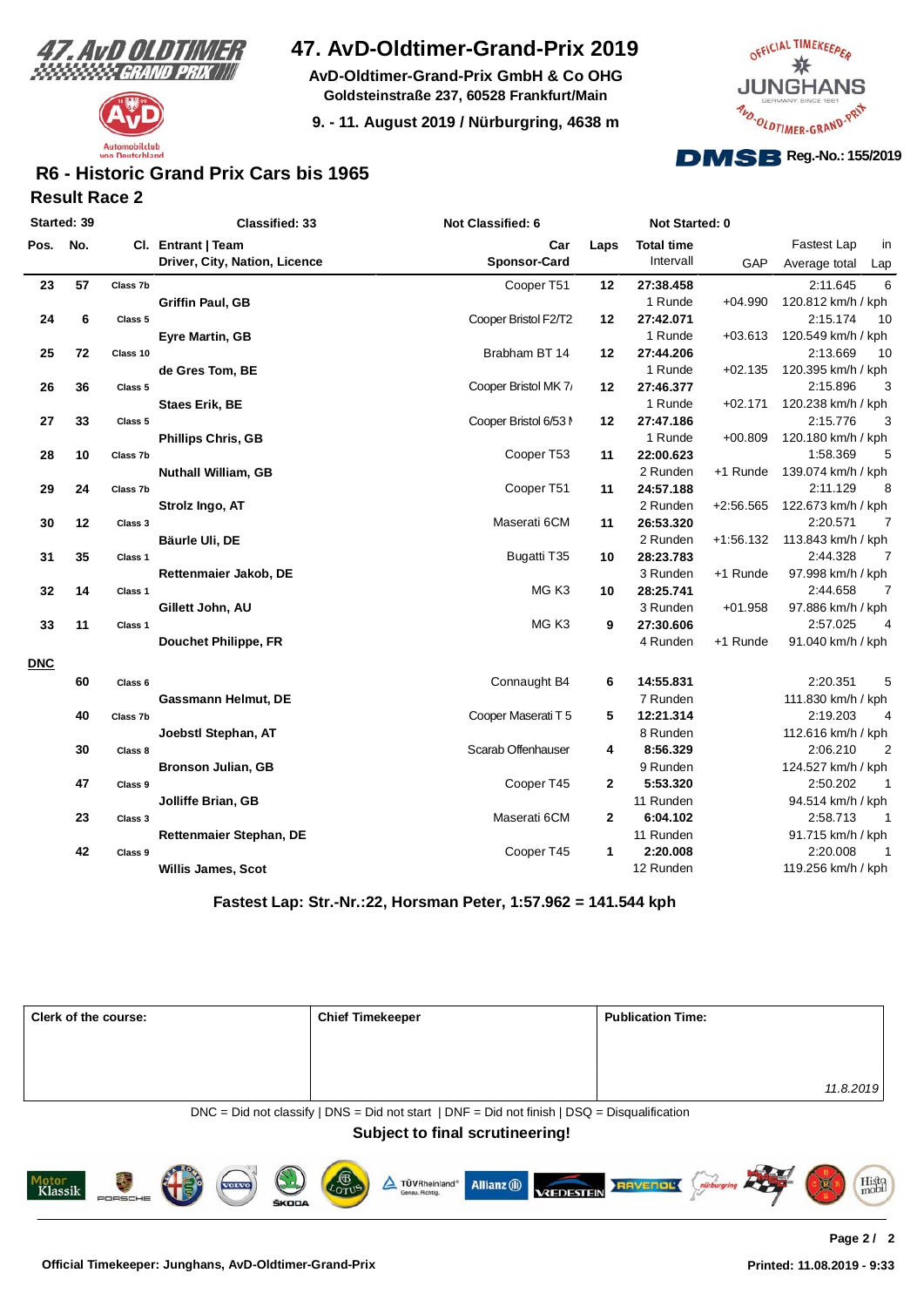# 47. AvD-Oldtimer-Grand-Prix 2019

**AvD-Oldtimer-Grand-Prix GmbH & Co OHG**
**Goldsteinstraße 237, 60528 Frankfurt/Main**

**9. - 11. August 2019 / Nürburgring, 4638 m**

**Reg.-No.: 155/2019**

## R6 - Historic Grand Prix Cars bis 1965

### Result Race 2

**Started: 39** | **Classified: 33** | **Not Classified: 6** | **Not Started: 0**

| Pos. | No. | Cl. | Entrant \| Team / Driver, City, Nation, Licence | Car / Sponsor-Card | Laps | Total time / Intervall | GAP | Fastest Lap / Average total | in Lap |
|---|---|---|---|---|---|---|---|---|---|
| 23 | 57 | Class 7b | Griffin Paul, GB | Cooper T51 | 12 | 27:38.458 / 1 Runde | +04.990 | 2:11.645 / 120.812 km/h / kph | 6 |
| 24 | 6 | Class 5 | Eyre Martin, GB | Cooper Bristol F2/T2 | 12 | 27:42.071 / 1 Runde | +03.613 | 2:15.174 / 120.549 km/h / kph | 10 |
| 25 | 72 | Class 10 | de Gres Tom, BE | Brabham BT 14 | 12 | 27:44.206 / 1 Runde | +02.135 | 2:13.669 / 120.395 km/h / kph | 10 |
| 26 | 36 | Class 5 | Staes Erik, BE | Cooper Bristol MK 7/ | 12 | 27:46.377 / 1 Runde | +02.171 | 2:15.896 / 120.238 km/h / kph | 3 |
| 27 | 33 | Class 5 | Phillips Chris, GB | Cooper Bristol 6/53 M | 12 | 27:47.186 / 1 Runde | +00.809 | 2:15.776 / 120.180 km/h / kph | 3 |
| 28 | 10 | Class 7b | Nuthall William, GB | Cooper T53 | 11 | 22:00.623 / 2 Runden | +1 Runde | 1:58.369 / 139.074 km/h / kph | 5 |
| 29 | 24 | Class 7b | Strolz Ingo, AT | Cooper T51 | 11 | 24:57.188 / 2 Runden | +2:56.565 | 2:11.129 / 122.673 km/h / kph | 8 |
| 30 | 12 | Class 3 | Bäurle Uli, DE | Maserati 6CM | 11 | 26:53.320 / 2 Runden | +1:56.132 | 2:20.571 / 113.843 km/h / kph | 7 |
| 31 | 35 | Class 1 | Rettenmaier Jakob, DE | Bugatti T35 | 10 | 28:23.783 / 3 Runden | +1 Runde | 2:44.328 / 97.998 km/h / kph | 7 |
| 32 | 14 | Class 1 | Gillett John, AU | MG K3 | 10 | 28:25.741 / 3 Runden | +01.958 | 2:44.658 / 97.886 km/h / kph | 7 |
| 33 | 11 | Class 1 | Douchet Philippe, FR | MG K3 | 9 | 27:30.606 / 4 Runden | +1 Runde | 2:57.025 / 91.040 km/h / kph | 4 |
| **DNC** | | | | | | | | | |
| | 60 | Class 6 | Gassmann Helmut, DE | Connaught B4 | 6 | 14:55.831 / 7 Runden | | 2:20.351 / 111.830 km/h / kph | 5 |
| | 40 | Class 7b | Joebstl Stephan, AT | Cooper Maserati T 5 | 5 | 12:21.314 / 8 Runden | | 2:19.203 / 112.616 km/h / kph | 4 |
| | 30 | Class 8 | Bronson Julian, GB | Scarab Offenhauser | 4 | 8:56.329 / 9 Runden | | 2:06.210 / 124.527 km/h / kph | 2 |
| | 47 | Class 9 | Jolliffe Brian, GB | Cooper T45 | 2 | 5:53.320 / 11 Runden | | 2:50.202 / 94.514 km/h / kph | 1 |
| | 23 | Class 3 | Rettenmaier Stephan, DE | Maserati 6CM | 2 | 6:04.102 / 11 Runden | | 2:58.713 / 91.715 km/h / kph | 1 |
| | 42 | Class 9 | Willis James, Scot | Cooper T45 | 1 | 2:20.008 / 12 Runden | | 2:20.008 / 119.256 km/h / kph | 1 |

**Fastest Lap: Str.-Nr.:22, Horsman Peter, 1:57.962 = 141.544 kph**

| Clerk of the course: | Chief Timekeeper | Publication Time: |
|---|---|---|
| | | *11.8.2019* |

DNC = Did not classify | DNS = Did not start | DNF = Did not finish | DSQ = Disqualification

**Subject to final scrutineering!**

**Official Timekeeper: Junghans, AvD-Oldtimer-Grand-Prix**

**Printed: 11.08.2019 - 9:33**